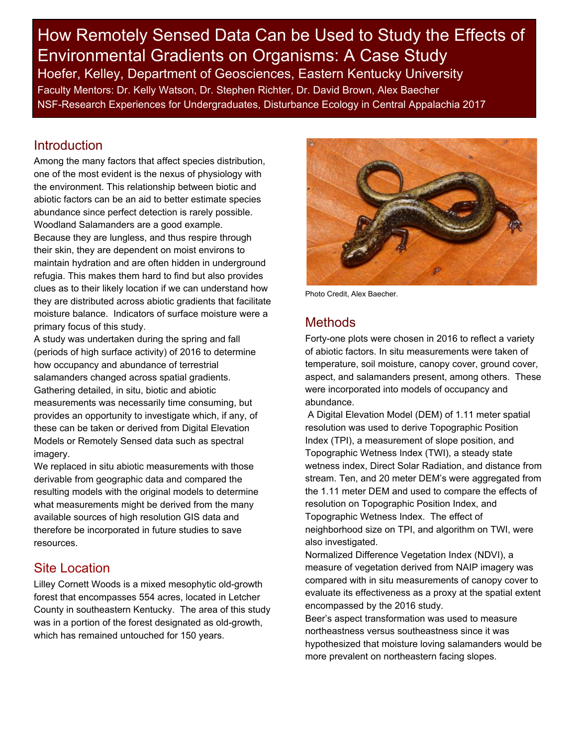# How Remotely Sensed Data Can be Used to Study the Effects of Environmental Gradients on Organisms: A Case Study

Hoefer, Kelley, Department of Geosciences, Eastern Kentucky University

Faculty Mentors: Dr. Kelly Watson, Dr. Stephen Richter, Dr. David Brown, Alex Baecher

NSF-Research Experiences for Undergraduates, Disturbance Ecology in Central Appalachia 2017

## Introduction

Among the many factors that affect species distribution, one of the most evident is the nexus of physiology with the environment. This relationship between biotic and abiotic factors can be an aid to better estimate species abundance since perfect detection is rarely possible. Woodland Salamanders are a good example. Because they are lungless, and thus respire through their skin, they are dependent on moist environs to maintain hydration and are often hidden in underground refugia. This makes them hard to find but also provides clues as to their likely location if we can understand how they are distributed across abiotic gradients that facilitate moisture balance. Indicators of surface moisture were a primary focus of this study.

A study was undertaken during the spring and fall (periods of high surface activity) of 2016 to determine how occupancy and abundance of terrestrial salamanders changed across spatial gradients. Gathering detailed, in situ, biotic and abiotic measurements was necessarily time consuming, but provides an opportunity to investigate which, if any, of these can be taken or derived from Digital Elevation Models or Remotely Sensed data such as spectral imagery.

We replaced in situ abiotic measurements with those derivable from geographic data and compared the resulting models with the original models to determine what measurements might be derived from the many available sources of high resolution GIS data and therefore be incorporated in future studies to save resources.

## Site Location

Lilley Cornett Woods is a mixed mesophytic old-growth forest that encompasses 554 acres, located in Letcher County in southeastern Kentucky. The area of this study was in a portion of the forest designated as old-growth, which has remained untouched for 150 years.

Photo Credit, Alex Baecher.

## Methods

Forty-one plots were chosen in 2016 to reflect a variety of abiotic factors. In situ measurements were taken of temperature, soil moisture, canopy cover, ground cover, aspect, and salamanders present, among others. These were incorporated into models of occupancy and abundance.

A Digital Elevation Model (DEM) of 1.11 meter spatial resolution was used to derive Topographic Position Index (TPI), a measurement of slope position, and Topographic Wetness Index (TWI), a steady state wetness index, Direct Solar Radiation, and distance from stream. Ten, and 20 meter DEM's were aggregated from the 1.11 meter DEM and used to compare the effects of resolution on Topographic Position Index, and Topographic Wetness Index. The effect of neighborhood size on TPI, and algorithm on TWI, were also investigated.

Normalized Difference Vegetation Index (NDVI), a measure of vegetation derived from NAIP imagery was compared with in situ measurements of canopy cover to evaluate its effectiveness as a proxy at the spatial extent encompassed by the 2016 study.

Beer's aspect transformation was used to measure northeastness versus southeastness since it was hypothesized that moisture loving salamanders would be more prevalent on northeastern facing slopes.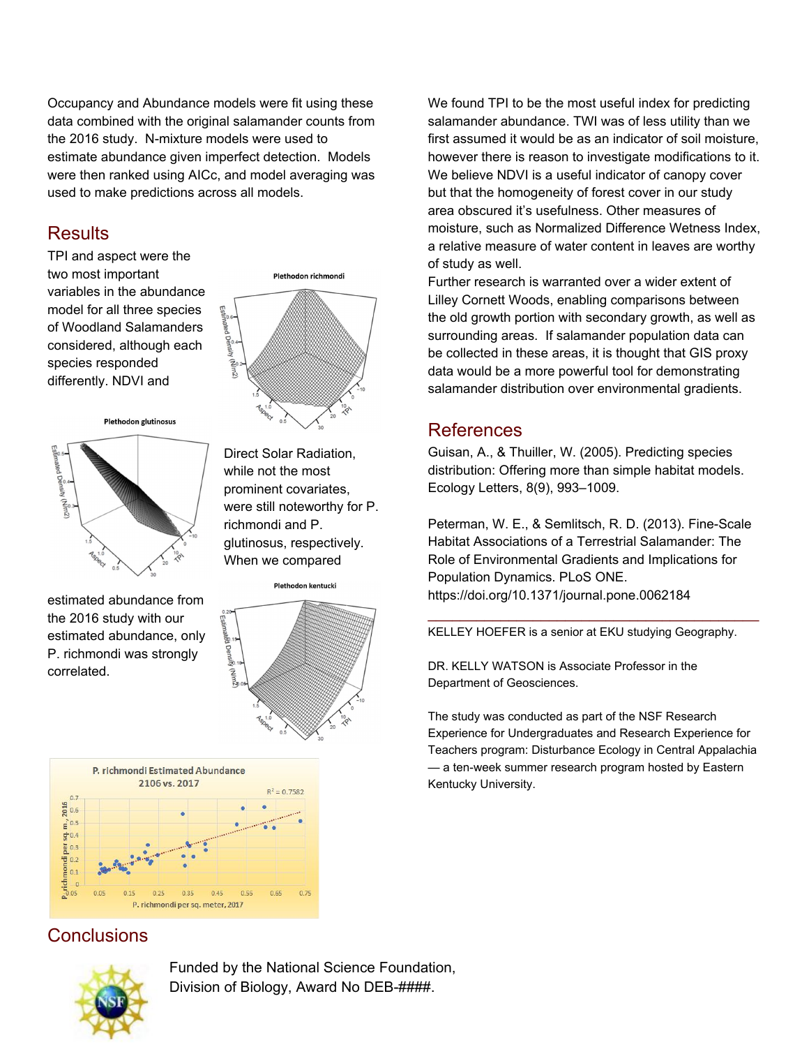Occupancy and Abundance models were fit using these data combined with the original salamander counts from the 2016 study. N-mixture models were used to estimate abundance given imperfect detection. Models were then ranked using AICc, and model averaging was used to make predictions across all models.

## Results

TPI and aspect were the two most important variables in the abundance model for all three species of Woodland Salamanders considered, although each species responded differently. NDVI and Direct Solar Radiation, while not the most prominent covariates, were still noteworthy for P. richmondi and P. glutinosus, respectively. When we compared estimated abundance from the 2016 study with our estimated abundance, only P. richmondi was strongly correlated.

Plethodon richmondi

Estimated Density (N/m2)

0.6
0.4
0.2

Aspect
1.5
1.0
0.5

TPI
-10
0
10
20
30

Plethodon glutinosus

Estimated Density (N/m2)

0.5
0.4
0.3

Aspect
1.5
1.0
0.5

TPI
-10
0
10
20
30

Plethodon kentucki

Estimated Density (N/m2)

0.20
0.15
0.10
0.05

Aspect
1.5
1.0
0.5

TPI
-10
0
10
20
30

P. richmondi Estimated Abundance
2106 vs. 2017

$R^2 = 0.7582$

P. richmondi per sq. m., 2016

0
0.1
0.2
0.3
0.4
0.5
0.6
0.7

P. richmondi per sq. meter, 2017

-0.05
0.05
0.15
0.25
0.35
0.45
0.55
0.65
0.75

## Conclusions

We found TPI to be the most useful index for predicting salamander abundance. TWI was of less utility than we first assumed it would be as an indicator of soil moisture, however there is reason to investigate modifications to it. We believe NDVI is a useful indicator of canopy cover but that the homogeneity of forest cover in our study area obscured it's usefulness. Other measures of moisture, such as Normalized Difference Wetness Index, a relative measure of water content in leaves are worthy of study as well.

Further research is warranted over a wider extent of Lilley Cornett Woods, enabling comparisons between the old growth portion with secondary growth, as well as surrounding areas. If salamander population data can be collected in these areas, it is thought that GIS proxy data would be a more powerful tool for demonstrating salamander distribution over environmental gradients.

## References

Guisan, A., & Thuiller, W. (2005). Predicting species distribution: Offering more than simple habitat models. Ecology Letters, 8(9), 993–1009.

Peterman, W. E., & Semlitsch, R. D. (2013). Fine-Scale Habitat Associations of a Terrestrial Salamander: The Role of Environmental Gradients and Implications for Population Dynamics. PLoS ONE. https://doi.org/10.1371/journal.pone.0062184

---

KELLEY HOEFER is a senior at EKU studying Geography.

DR. KELLY WATSON is Associate Professor in the Department of Geosciences.

The study was conducted as part of the NSF Research Experience for Undergraduates and Research Experience for Teachers program: Disturbance Ecology in Central Appalachia — a ten-week summer research program hosted by Eastern Kentucky University.

NSF

Funded by the National Science Foundation, Division of Biology, Award No DEB-####.